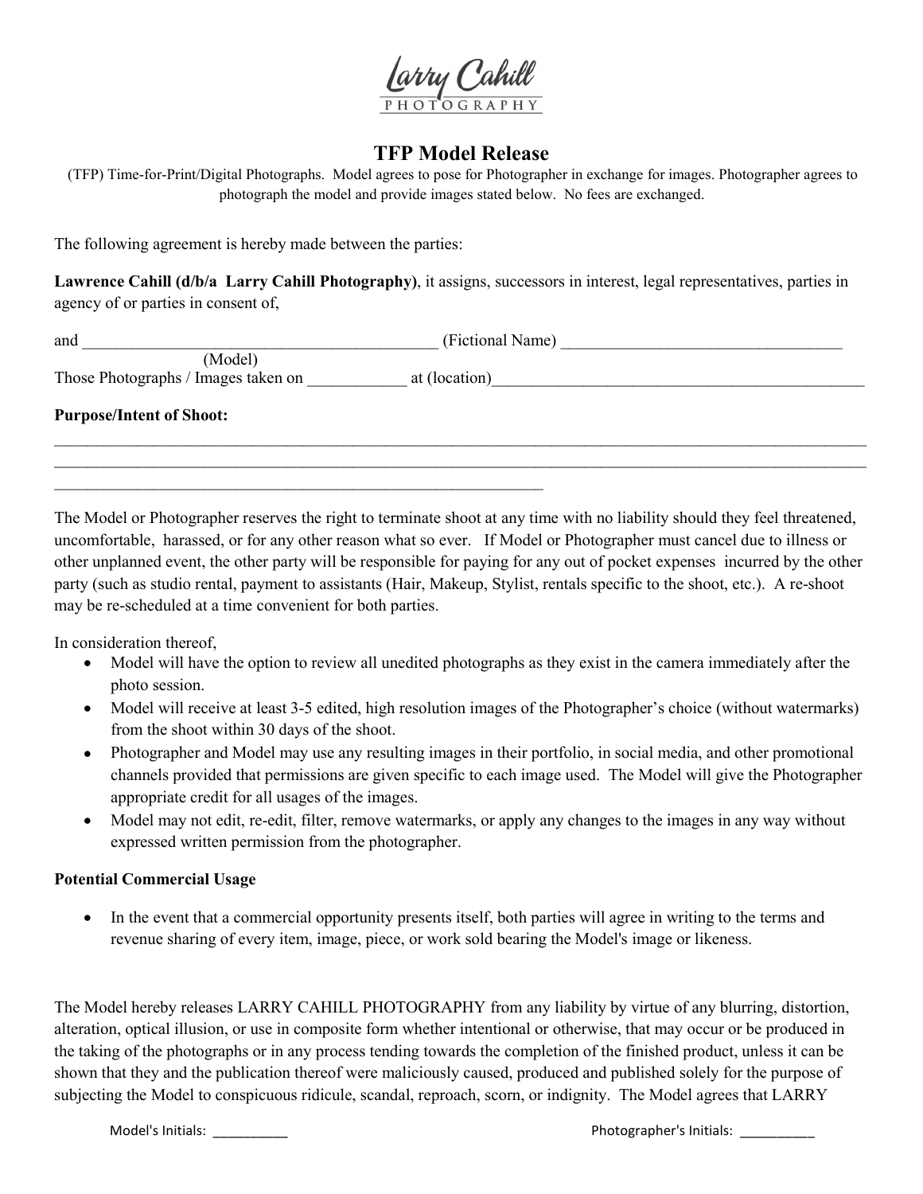Larry Cahill PHOTOGRAPHY

# TFP Model Release

(TFP) Time-for-Print/Digital Photographs. Model agrees to pose for Photographer in exchange for images. Photographer agrees to photograph the model and provide images stated below. No fees are exchanged.

The following agreement is hereby made between the parties:

**Lawrence Cahill (d/b/a Larry Cahill Photography)**, it assigns, successors in interest, legal representatives, parties in agency of or parties in consent of,

and ___________________________________________ (Fictional Name) __________________________________
(Model)

Those Photographs / Images taken on ___________ at (location)_____________________________________________

**Purpose/Intent of Shoot:**

_____________________________________________________________________________________________________
_____________________________________________________________________________________________________
____________________________________________________________

The Model or Photographer reserves the right to terminate shoot at any time with no liability should they feel threatened, uncomfortable, harassed, or for any other reason what so ever. If Model or Photographer must cancel due to illness or other unplanned event, the other party will be responsible for paying for any out of pocket expenses incurred by the other party (such as studio rental, payment to assistants (Hair, Makeup, Stylist, rentals specific to the shoot, etc.). A re-shoot may be re-scheduled at a time convenient for both parties.

In consideration thereof,

- Model will have the option to review all unedited photographs as they exist in the camera immediately after the photo session.
- Model will receive at least 3-5 edited, high resolution images of the Photographer's choice (without watermarks) from the shoot within 30 days of the shoot.
- Photographer and Model may use any resulting images in their portfolio, in social media, and other promotional channels provided that permissions are given specific to each image used. The Model will give the Photographer appropriate credit for all usages of the images.
- Model may not edit, re-edit, filter, remove watermarks, or apply any changes to the images in any way without expressed written permission from the photographer.

**Potential Commercial Usage**

- In the event that a commercial opportunity presents itself, both parties will agree in writing to the terms and revenue sharing of every item, image, piece, or work sold bearing the Model's image or likeness.

The Model hereby releases LARRY CAHILL PHOTOGRAPHY from any liability by virtue of any blurring, distortion, alteration, optical illusion, or use in composite form whether intentional or otherwise, that may occur or be produced in the taking of the photographs or in any process tending towards the completion of the finished product, unless it can be shown that they and the publication thereof were maliciously caused, produced and published solely for the purpose of subjecting the Model to conspicuous ridicule, scandal, reproach, scorn, or indignity. The Model agrees that LARRY

Model's Initials: __________ Photographer's Initials: __________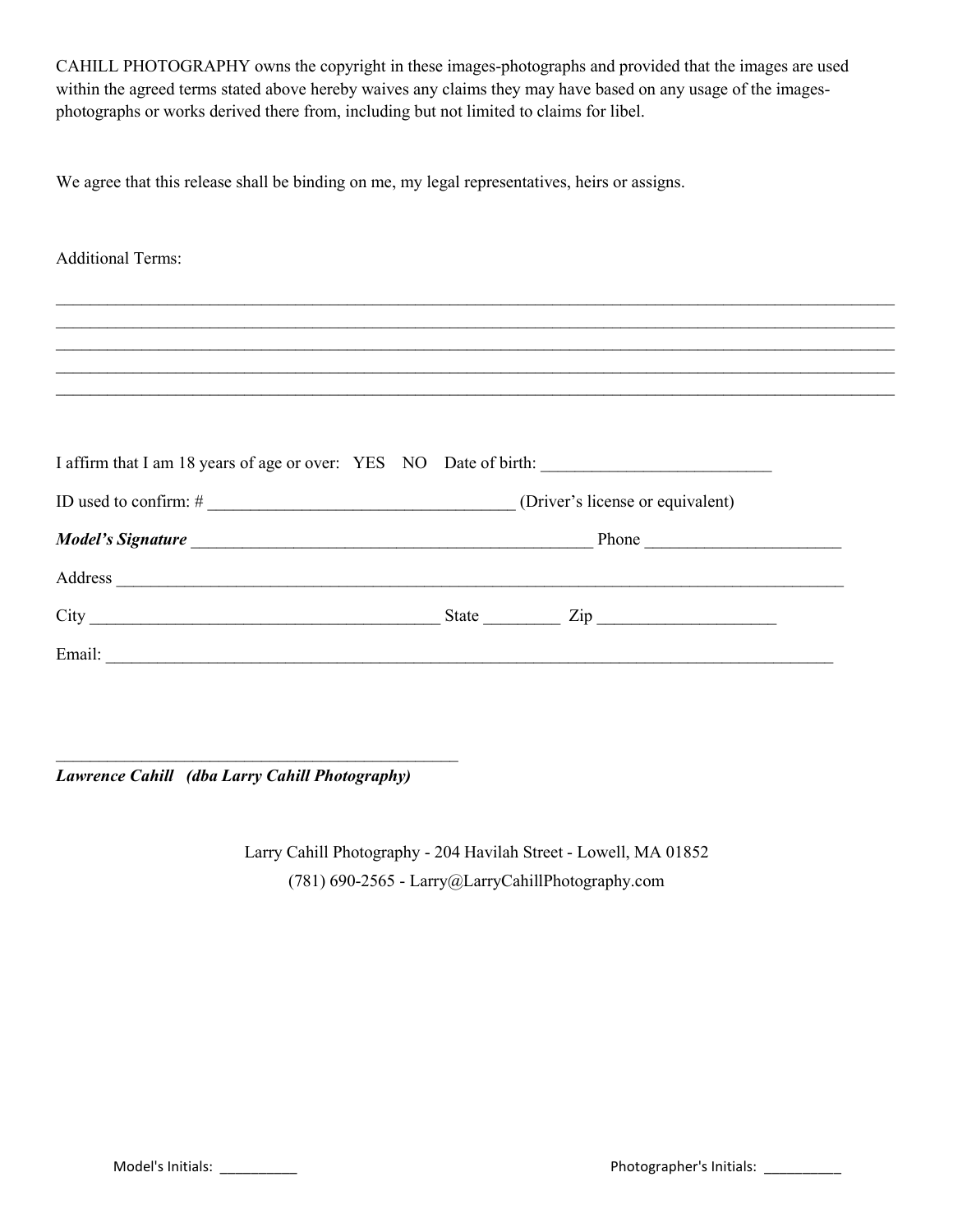CAHILL PHOTOGRAPHY owns the copyright in these images-photographs and provided that the images are used within the agreed terms stated above hereby waives any claims they may have based on any usage of the images-photographs or works derived there from, including but not limited to claims for libel.

We agree that this release shall be binding on me, my legal representatives, heirs or assigns.

Additional Terms:

____________________________________________________________________________________________________
____________________________________________________________________________________________________
____________________________________________________________________________________________________
____________________________________________________________________________________________________
____________________________________________________________________________________________________

I affirm that I am 18 years of age or over: YES NO Date of birth: ___________________________

ID used to confirm: # ___________________________________ (Driver's license or equivalent)

***Model's Signature*** _______________________________________________ Phone _______________________

Address __________________________________________________________________________________________

City _________________________________________ State _________ Zip _____________________

Email: __________________________________________________________________________________________

_________________________________________________

***Lawrence Cahill (dba Larry Cahill Photography)***

Larry Cahill Photography - 204 Havilah Street - Lowell, MA 01852

(781) 690-2565 - Larry@LarryCahillPhotography.com

Model's Initials: __________

Photographer's Initials: __________